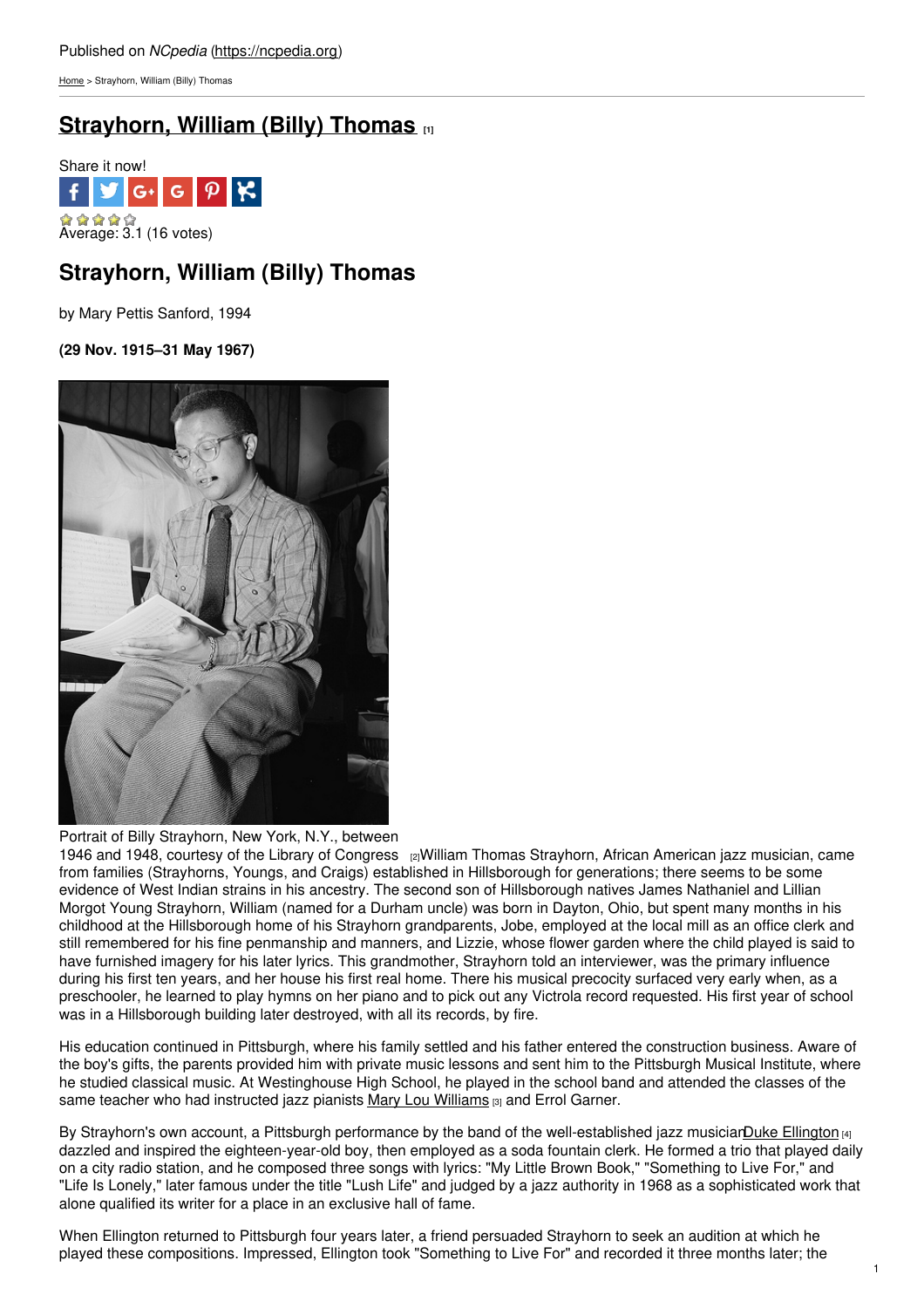Published on *NCpedia* (https://ncpedia.org)

Home > Strayhorn, William (Billy) Thomas

# Strayhorn, William (Billy) Thomas [1]

Share it now!

Average: 3.1 (16 votes)

## Strayhorn, William (Billy) Thomas

by Mary Pettis Sanford, 1994

**(29 Nov. 1915–31 May 1967)**

Portrait of Billy Strayhorn, New York, N.Y., between 1946 and 1948, courtesy of the Library of Congress [2]

William Thomas Strayhorn, African American jazz musician, came from families (Strayhorns, Youngs, and Craigs) established in Hillsborough for generations; there seems to be some evidence of West Indian strains in his ancestry. The second son of Hillsborough natives James Nathaniel and Lillian Morgot Young Strayhorn, William (named for a Durham uncle) was born in Dayton, Ohio, but spent many months in his childhood at the Hillsborough home of his Strayhorn grandparents, Jobe, employed at the local mill as an office clerk and still remembered for his fine penmanship and manners, and Lizzie, whose flower garden where the child played is said to have furnished imagery for his later lyrics. This grandmother, Strayhorn told an interviewer, was the primary influence during his first ten years, and her house his first real home. There his musical precocity surfaced very early when, as a preschooler, he learned to play hymns on her piano and to pick out any Victrola record requested. His first year of school was in a Hillsborough building later destroyed, with all its records, by fire.

His education continued in Pittsburgh, where his family settled and his father entered the construction business. Aware of the boy's gifts, the parents provided him with private music lessons and sent him to the Pittsburgh Musical Institute, where he studied classical music. At Westinghouse High School, he played in the school band and attended the classes of the same teacher who had instructed jazz pianists Mary Lou Williams [3] and Errol Garner.

By Strayhorn's own account, a Pittsburgh performance by the band of the well-established jazz musician Duke Ellington [4] dazzled and inspired the eighteen-year-old boy, then employed as a soda fountain clerk. He formed a trio that played daily on a city radio station, and he composed three songs with lyrics: "My Little Brown Book," "Something to Live For," and "Life Is Lonely," later famous under the title "Lush Life" and judged by a jazz authority in 1968 as a sophisticated work that alone qualified its writer for a place in an exclusive hall of fame.

When Ellington returned to Pittsburgh four years later, a friend persuaded Strayhorn to seek an audition at which he played these compositions. Impressed, Ellington took "Something to Live For" and recorded it three months later; the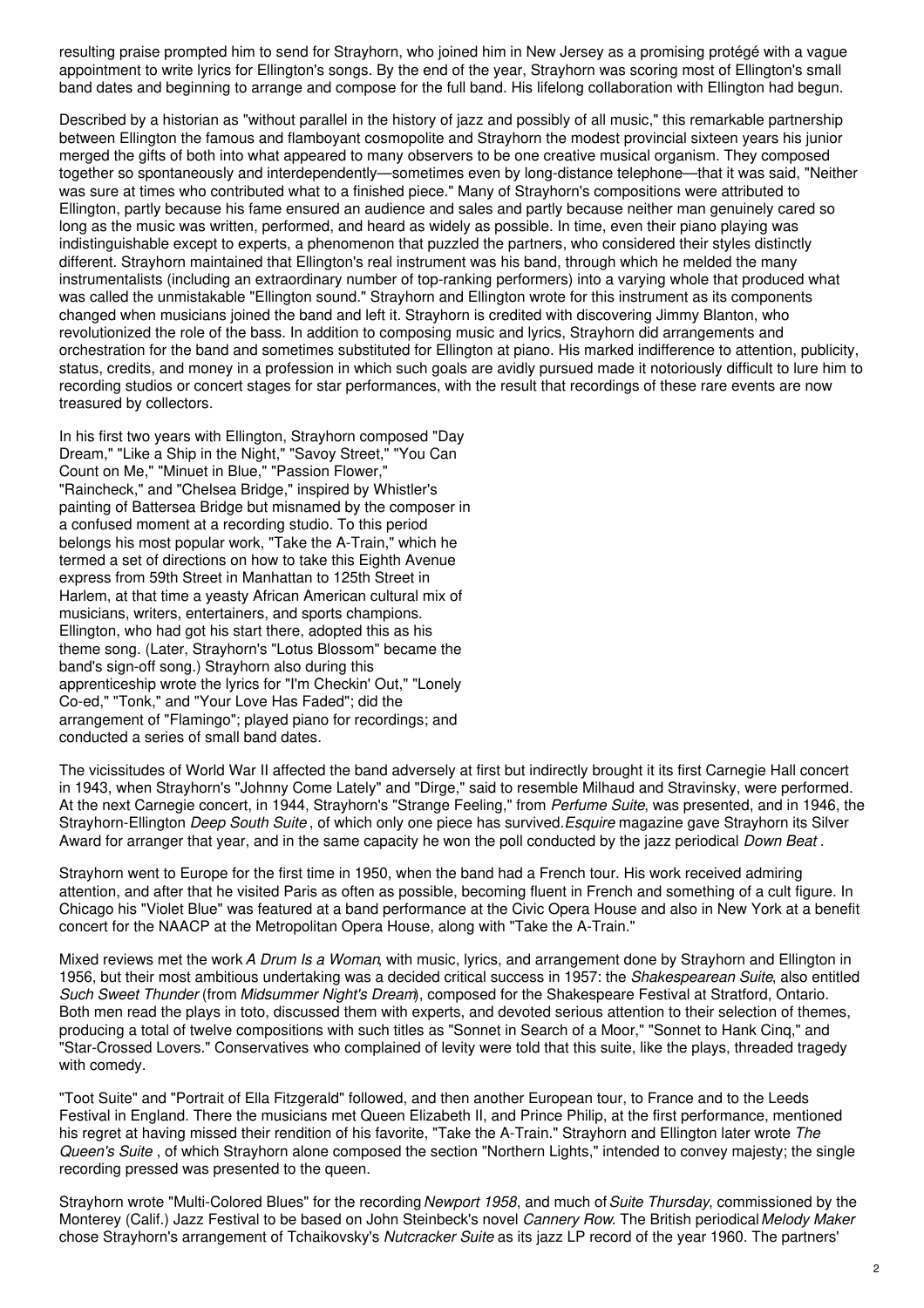resulting praise prompted him to send for Strayhorn, who joined him in New Jersey as a promising protégé with a vague appointment to write lyrics for Ellington's songs. By the end of the year, Strayhorn was scoring most of Ellington's small band dates and beginning to arrange and compose for the full band. His lifelong collaboration with Ellington had begun.

Described by a historian as "without parallel in the history of jazz and possibly of all music," this remarkable partnership between Ellington the famous and flamboyant cosmopolite and Strayhorn the modest provincial sixteen years his junior merged the gifts of both into what appeared to many observers to be one creative musical organism. They composed together so spontaneously and interdependently—sometimes even by long-distance telephone—that it was said, "Neither was sure at times who contributed what to a finished piece." Many of Strayhorn's compositions were attributed to Ellington, partly because his fame ensured an audience and sales and partly because neither man genuinely cared so long as the music was written, performed, and heard as widely as possible. In time, even their piano playing was indistinguishable except to experts, a phenomenon that puzzled the partners, who considered their styles distinctly different. Strayhorn maintained that Ellington's real instrument was his band, through which he melded the many instrumentalists (including an extraordinary number of top-ranking performers) into a varying whole that produced what was called the unmistakable "Ellington sound." Strayhorn and Ellington wrote for this instrument as its components changed when musicians joined the band and left it. Strayhorn is credited with discovering Jimmy Blanton, who revolutionized the role of the bass. In addition to composing music and lyrics, Strayhorn did arrangements and orchestration for the band and sometimes substituted for Ellington at piano. His marked indifference to attention, publicity, status, credits, and money in a profession in which such goals are avidly pursued made it notoriously difficult to lure him to recording studios or concert stages for star performances, with the result that recordings of these rare events are now treasured by collectors.

In his first two years with Ellington, Strayhorn composed "Day Dream," "Like a Ship in the Night," "Savoy Street," "You Can Count on Me," "Minuet in Blue," "Passion Flower," "Raincheck," and "Chelsea Bridge," inspired by Whistler's painting of Battersea Bridge but misnamed by the composer in a confused moment at a recording studio. To this period belongs his most popular work, "Take the A-Train," which he termed a set of directions on how to take this Eighth Avenue express from 59th Street in Manhattan to 125th Street in Harlem, at that time a yeasty African American cultural mix of musicians, writers, entertainers, and sports champions. Ellington, who had got his start there, adopted this as his theme song. (Later, Strayhorn's "Lotus Blossom" became the band's sign-off song.) Strayhorn also during this apprenticeship wrote the lyrics for "I'm Checkin' Out," "Lonely Co-ed," "Tonk," and "Your Love Has Faded"; did the arrangement of "Flamingo"; played piano for recordings; and conducted a series of small band dates.

The vicissitudes of World War II affected the band adversely at first but indirectly brought it its first Carnegie Hall concert in 1943, when Strayhorn's "Johnny Come Lately" and "Dirge," said to resemble Milhaud and Stravinsky, were performed. At the next Carnegie concert, in 1944, Strayhorn's "Strange Feeling," from *Perfume Suite*, was presented, and in 1946, the Strayhorn-Ellington *Deep South Suite*, of which only one piece has survived. *Esquire* magazine gave Strayhorn its Silver Award for arranger that year, and in the same capacity he won the poll conducted by the jazz periodical *Down Beat*.

Strayhorn went to Europe for the first time in 1950, when the band had a French tour. His work received admiring attention, and after that he visited Paris as often as possible, becoming fluent in French and something of a cult figure. In Chicago his "Violet Blue" was featured at a band performance at the Civic Opera House and also in New York at a benefit concert for the NAACP at the Metropolitan Opera House, along with "Take the A-Train."

Mixed reviews met the work *A Drum Is a Woman*, with music, lyrics, and arrangement done by Strayhorn and Ellington in 1956, but their most ambitious undertaking was a decided critical success in 1957: the *Shakespearean Suite*, also entitled *Such Sweet Thunder* (from *Midsummer Night's Dream*), composed for the Shakespeare Festival at Stratford, Ontario. Both men read the plays in toto, discussed them with experts, and devoted serious attention to their selection of themes, producing a total of twelve compositions with such titles as "Sonnet in Search of a Moor," "Sonnet to Hank Cinq," and "Star-Crossed Lovers." Conservatives who complained of levity were told that this suite, like the plays, threaded tragedy with comedy.

"Toot Suite" and "Portrait of Ella Fitzgerald" followed, and then another European tour, to France and to the Leeds Festival in England. There the musicians met Queen Elizabeth II, and Prince Philip, at the first performance, mentioned his regret at having missed their rendition of his favorite, "Take the A-Train." Strayhorn and Ellington later wrote *The Queen's Suite*, of which Strayhorn alone composed the section "Northern Lights," intended to convey majesty; the single recording pressed was presented to the queen.

Strayhorn wrote "Multi-Colored Blues" for the recording *Newport 1958*, and much of *Suite Thursday*, commissioned by the Monterey (Calif.) Jazz Festival to be based on John Steinbeck's novel *Cannery Row*. The British periodical *Melody Maker* chose Strayhorn's arrangement of Tchaikovsky's *Nutcracker Suite* as its jazz LP record of the year 1960. The partners'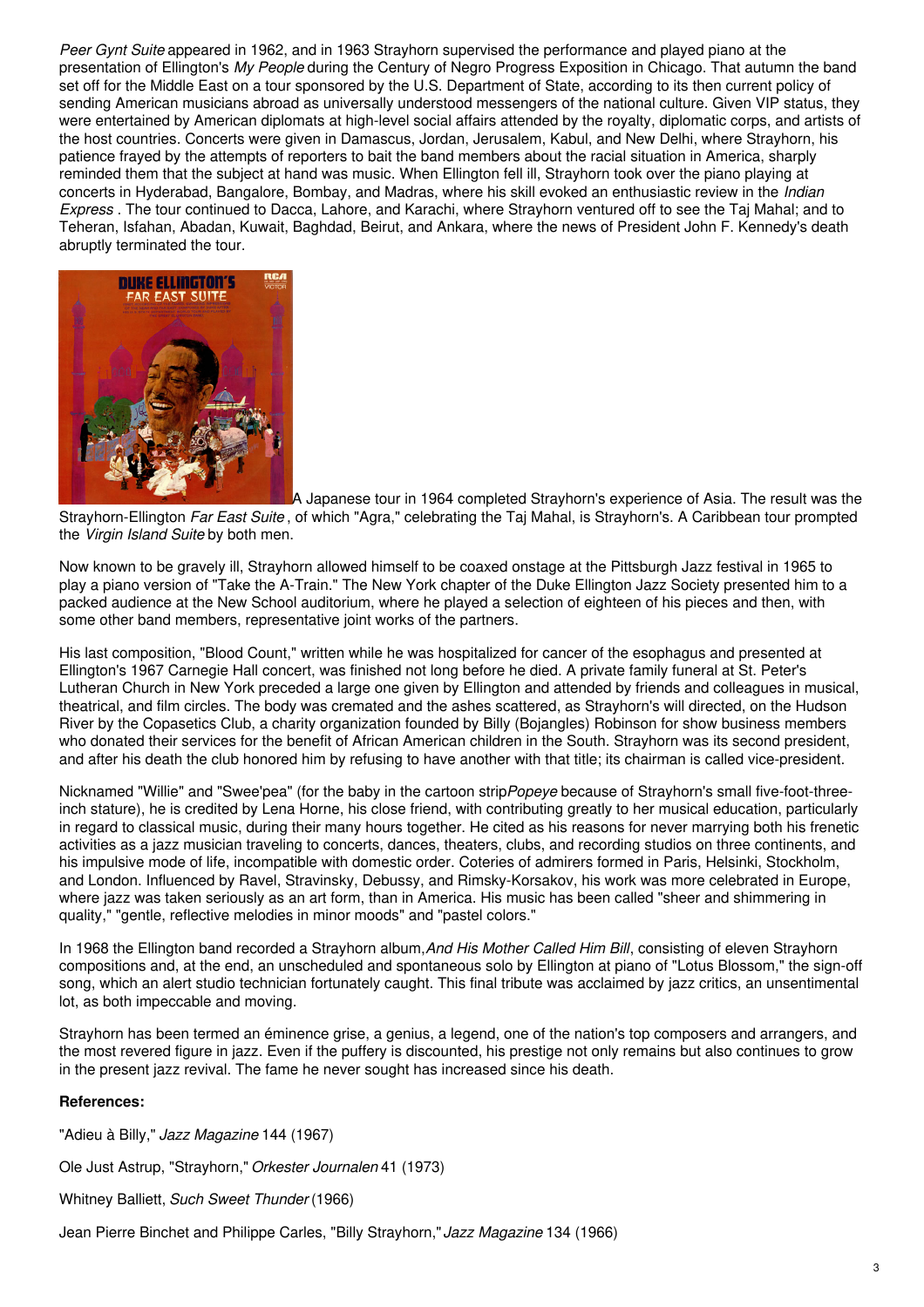*Peer Gynt Suite* appeared in 1962, and in 1963 Strayhorn supervised the performance and played piano at the presentation of Ellington's *My People* during the Century of Negro Progress Exposition in Chicago. That autumn the band set off for the Middle East on a tour sponsored by the U.S. Department of State, according to its then current policy of sending American musicians abroad as universally understood messengers of the national culture. Given VIP status, they were entertained by American diplomats at high-level social affairs attended by the royalty, diplomatic corps, and artists of the host countries. Concerts were given in Damascus, Jordan, Jerusalem, Kabul, and New Delhi, where Strayhorn, his patience frayed by the attempts of reporters to bait the band members about the racial situation in America, sharply reminded them that the subject at hand was music. When Ellington fell ill, Strayhorn took over the piano playing at concerts in Hyderabad, Bangalore, Bombay, and Madras, where his skill evoked an enthusiastic review in the *Indian Express*. The tour continued to Dacca, Lahore, and Karachi, where Strayhorn ventured off to see the Taj Mahal; and to Teheran, Isfahan, Abadan, Kuwait, Baghdad, Beirut, and Ankara, where the news of President John F. Kennedy's death abruptly terminated the tour.

A Japanese tour in 1964 completed Strayhorn's experience of Asia. The result was the Strayhorn-Ellington *Far East Suite*, of which "Agra," celebrating the Taj Mahal, is Strayhorn's. A Caribbean tour prompted the *Virgin Island Suite* by both men.

Now known to be gravely ill, Strayhorn allowed himself to be coaxed onstage at the Pittsburgh Jazz festival in 1965 to play a piano version of "Take the A-Train." The New York chapter of the Duke Ellington Jazz Society presented him to a packed audience at the New School auditorium, where he played a selection of eighteen of his pieces and then, with some other band members, representative joint works of the partners.

His last composition, "Blood Count," written while he was hospitalized for cancer of the esophagus and presented at Ellington's 1967 Carnegie Hall concert, was finished not long before he died. A private family funeral at St. Peter's Lutheran Church in New York preceded a large one given by Ellington and attended by friends and colleagues in musical, theatrical, and film circles. The body was cremated and the ashes scattered, as Strayhorn's will directed, on the Hudson River by the Copasetics Club, a charity organization founded by Billy (Bojangles) Robinson for show business members who donated their services for the benefit of African American children in the South. Strayhorn was its second president, and after his death the club honored him by refusing to have another with that title; its chairman is called vice-president.

Nicknamed "Willie" and "Swee'pea" (for the baby in the cartoon strip *Popeye* because of Strayhorn's small five-foot-three-inch stature), he is credited by Lena Horne, his close friend, with contributing greatly to her musical education, particularly in regard to classical music, during their many hours together. He cited as his reasons for never marrying both his frenetic activities as a jazz musician traveling to concerts, dances, theaters, clubs, and recording studios on three continents, and his impulsive mode of life, incompatible with domestic order. Coteries of admirers formed in Paris, Helsinki, Stockholm, and London. Influenced by Ravel, Stravinsky, Debussy, and Rimsky-Korsakov, his work was more celebrated in Europe, where jazz was taken seriously as an art form, than in America. His music has been called "sheer and shimmering in quality," "gentle, reflective melodies in minor moods" and "pastel colors."

In 1968 the Ellington band recorded a Strayhorn album, *And His Mother Called Him Bill*, consisting of eleven Strayhorn compositions and, at the end, an unscheduled and spontaneous solo by Ellington at piano of "Lotus Blossom," the sign-off song, which an alert studio technician fortunately caught. This final tribute was acclaimed by jazz critics, an unsentimental lot, as both impeccable and moving.

Strayhorn has been termed an éminence grise, a genius, a legend, one of the nation's top composers and arrangers, and the most revered figure in jazz. Even if the puffery is discounted, his prestige not only remains but also continues to grow in the present jazz revival. The fame he never sought has increased since his death.

**References:**

"Adieu à Billy," *Jazz Magazine* 144 (1967)

Ole Just Astrup, "Strayhorn," *Orkester Journalen* 41 (1973)

Whitney Balliett, *Such Sweet Thunder* (1966)

Jean Pierre Binchet and Philippe Carles, "Billy Strayhorn," *Jazz Magazine* 134 (1966)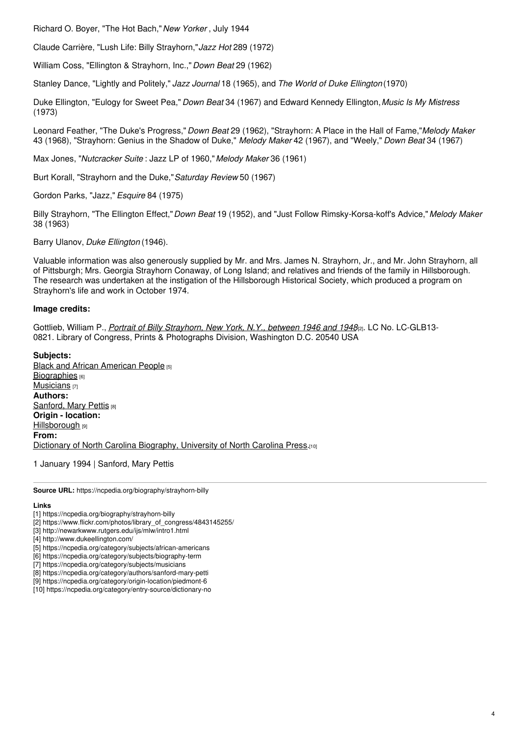Richard O. Boyer, "The Hot Bach," *New Yorker*, July 1944

Claude Carrière, "Lush Life: Billy Strayhorn," *Jazz Hot* 289 (1972)

William Coss, "Ellington & Strayhorn, Inc.," *Down Beat* 29 (1962)

Stanley Dance, "Lightly and Politely," *Jazz Journal* 18 (1965), and *The World of Duke Ellington* (1970)

Duke Ellington, "Eulogy for Sweet Pea," *Down Beat* 34 (1967) and Edward Kennedy Ellington, *Music Is My Mistress* (1973)

Leonard Feather, "The Duke's Progress," *Down Beat* 29 (1962), "Strayhorn: A Place in the Hall of Fame," *Melody Maker* 43 (1968), "Strayhorn: Genius in the Shadow of Duke," *Melody Maker* 42 (1967), and "Weely," *Down Beat* 34 (1967)

Max Jones, "*Nutcracker Suite*: Jazz LP of 1960," *Melody Maker* 36 (1961)

Burt Korall, "Strayhorn and the Duke," *Saturday Review* 50 (1967)

Gordon Parks, "Jazz," *Esquire* 84 (1975)

Billy Strayhorn, "The Ellington Effect," *Down Beat* 19 (1952), and "Just Follow Rimsky-Korsa-koff's Advice," *Melody Maker* 38 (1963)

Barry Ulanov, *Duke Ellington* (1946).

Valuable information was also generously supplied by Mr. and Mrs. James N. Strayhorn, Jr., and Mr. John Strayhorn, all of Pittsburgh; Mrs. Georgia Strayhorn Conaway, of Long Island; and relatives and friends of the family in Hillsborough. The research was undertaken at the instigation of the Hillsborough Historical Society, which produced a program on Strayhorn's life and work in October 1974.

**Image credits:**

Gottlieb, William P., *Portrait of Billy Strayhorn, New York, N.Y., between 1946 and 1948*[2]. LC No. LC-GLB13-0821. Library of Congress, Prints & Photographs Division, Washington D.C. 20540 USA

**Subjects:**
Black and African American People [5]
Biographies [6]
Musicians [7]
**Authors:**
Sanford, Mary Pettis [8]
**Origin - location:**
Hillsborough [9]
**From:**
Dictionary of North Carolina Biography, University of North Carolina Press.[10]

1 January 1994 | Sanford, Mary Pettis

**Source URL:** https://ncpedia.org/biography/strayhorn-billy

**Links**
[1] https://ncpedia.org/biography/strayhorn-billy
[2] https://www.flickr.com/photos/library_of_congress/4843145255/
[3] http://newarkwww.rutgers.edu/ijs/mlw/intro1.html
[4] http://www.dukeellington.com/
[5] https://ncpedia.org/category/subjects/african-americans
[6] https://ncpedia.org/category/subjects/biography-term
[7] https://ncpedia.org/category/subjects/musicians
[8] https://ncpedia.org/category/authors/sanford-mary-petti
[9] https://ncpedia.org/category/origin-location/piedmont-6
[10] https://ncpedia.org/category/entry-source/dictionary-no